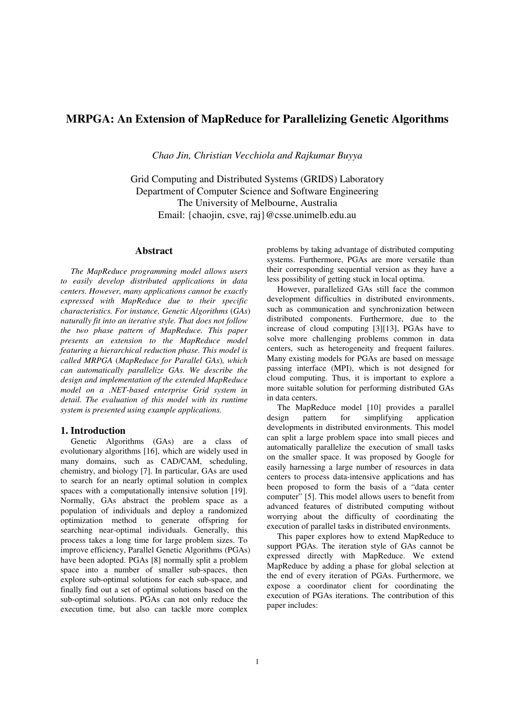# MRPGA: An Extension of MapReduce for Parallelizing Genetic Algorithms

*Chao Jin, Christian Vecchiola and Rajkumar Buyya*

Grid Computing and Distributed Systems (GRIDS) Laboratory
Department of Computer Science and Software Engineering
The University of Melbourne, Australia
Email: {chaojin, csve, raj}@csse.unimelb.edu.au

## Abstract

*The MapReduce programming model allows users to easily develop distributed applications in data centers. However, many applications cannot be exactly expressed with MapReduce due to their specific characteristics. For instance, Genetic Algorithms (GAs) naturally fit into an iterative style. That does not follow the two phase pattern of MapReduce. This paper presents an extension to the MapReduce model featuring a hierarchical reduction phase. This model is called MRPGA (MapReduce for Parallel GAs), which can automatically parallelize GAs. We describe the design and implementation of the extended MapReduce model on a .NET-based enterprise Grid system in detail. The evaluation of this model with its runtime system is presented using example applications.*

## 1. Introduction

Genetic Algorithms (GAs) are a class of evolutionary algorithms [16], which are widely used in many domains, such as CAD/CAM, scheduling, chemistry, and biology [7]. In particular, GAs are used to search for an nearly optimal solution in complex spaces with a computationally intensive solution [19]. Normally, GAs abstract the problem space as a population of individuals and deploy a randomized optimization method to generate offspring for searching near-optimal individuals. Generally, this process takes a long time for large problem sizes. To improve efficiency, Parallel Genetic Algorithms (PGAs) have been adopted. PGAs [8] normally split a problem space into a number of smaller sub-spaces, then explore sub-optimal solutions for each sub-space, and finally find out a set of optimal solutions based on the sub-optimal solutions. PGAs can not only reduce the execution time, but also can tackle more complex problems by taking advantage of distributed computing systems. Furthermore, PGAs are more versatile than their corresponding sequential version as they have a less possibility of getting stuck in local optima.

However, parallelized GAs still face the common development difficulties in distributed environments, such as communication and synchronization between distributed components. Furthermore, due to the increase of cloud computing [3][13], PGAs have to solve more challenging problems common in data centers, such as heterogeneity and frequent failures. Many existing models for PGAs are based on message passing interface (MPI), which is not designed for cloud computing. Thus, it is important to explore a more suitable solution for performing distributed GAs in data centers.

The MapReduce model [10] provides a parallel design pattern for simplifying application developments in distributed environments. This model can split a large problem space into small pieces and automatically parallelize the execution of small tasks on the smaller space. It was proposed by Google for easily harnessing a large number of resources in data centers to process data-intensive applications and has been proposed to form the basis of a "data center computer" [5]. This model allows users to benefit from advanced features of distributed computing without worrying about the difficulty of coordinating the execution of parallel tasks in distributed environments.

This paper explores how to extend MapReduce to support PGAs. The iteration style of GAs cannot be expressed directly with MapReduce. We extend MapReduce by adding a phase for global selection at the end of every iteration of PGAs. Furthermore, we expose a coordinator client for coordinating the execution of PGAs iterations. The contribution of this paper includes: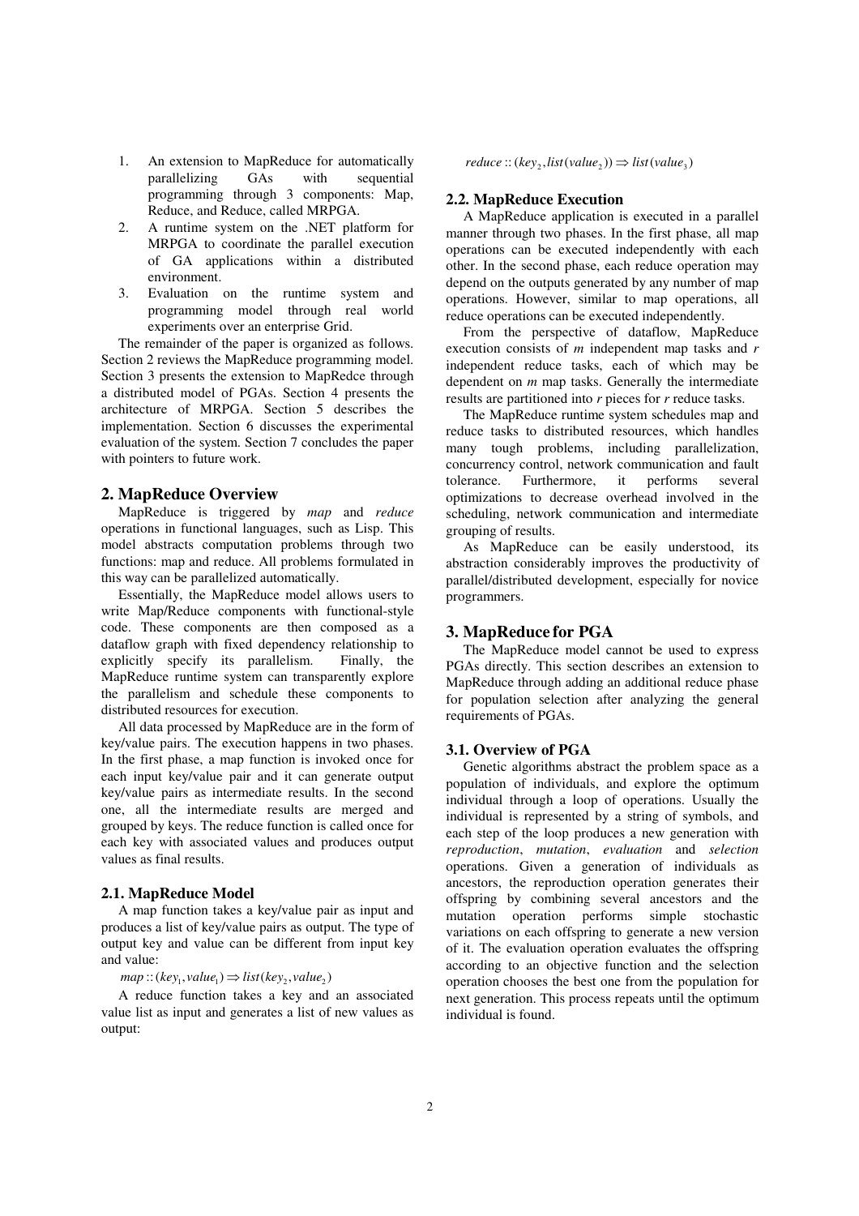1. An extension to MapReduce for automatically parallelizing GAs with sequential programming through 3 components: Map, Reduce, and Reduce, called MRPGA.
2. A runtime system on the .NET platform for MRPGA to coordinate the parallel execution of GA applications within a distributed environment.
3. Evaluation on the runtime system and programming model through real world experiments over an enterprise Grid.

The remainder of the paper is organized as follows. Section 2 reviews the MapReduce programming model. Section 3 presents the extension to MapRedce through a distributed model of PGAs. Section 4 presents the architecture of MRPGA. Section 5 describes the implementation. Section 6 discusses the experimental evaluation of the system. Section 7 concludes the paper with pointers to future work.

## 2. MapReduce Overview

MapReduce is triggered by *map* and *reduce* operations in functional languages, such as Lisp. This model abstracts computation problems through two functions: map and reduce. All problems formulated in this way can be parallelized automatically.

Essentially, the MapReduce model allows users to write Map/Reduce components with functional-style code. These components are then composed as a dataflow graph with fixed dependency relationship to explicitly specify its parallelism. Finally, the MapReduce runtime system can transparently explore the parallelism and schedule these components to distributed resources for execution.

All data processed by MapReduce are in the form of key/value pairs. The execution happens in two phases. In the first phase, a map function is invoked once for each input key/value pair and it can generate output key/value pairs as intermediate results. In the second one, all the intermediate results are merged and grouped by keys. The reduce function is called once for each key with associated values and produces output values as final results.

### 2.1. MapReduce Model

A map function takes a key/value pair as input and produces a list of key/value pairs as output. The type of output key and value can be different from input key and value:

$$map :: (key_1, value_1) \Rightarrow list(key_2, value_2)$$

A reduce function takes a key and an associated value list as input and generates a list of new values as output:

$$reduce :: (key_2, list(value_2)) \Rightarrow list(value_3)$$

### 2.2. MapReduce Execution

A MapReduce application is executed in a parallel manner through two phases. In the first phase, all map operations can be executed independently with each other. In the second phase, each reduce operation may depend on the outputs generated by any number of map operations. However, similar to map operations, all reduce operations can be executed independently.

From the perspective of dataflow, MapReduce execution consists of *m* independent map tasks and *r* independent reduce tasks, each of which may be dependent on *m* map tasks. Generally the intermediate results are partitioned into *r* pieces for *r* reduce tasks.

The MapReduce runtime system schedules map and reduce tasks to distributed resources, which handles many tough problems, including parallelization, concurrency control, network communication and fault tolerance. Furthermore, it performs several optimizations to decrease overhead involved in the scheduling, network communication and intermediate grouping of results.

As MapReduce can be easily understood, its abstraction considerably improves the productivity of parallel/distributed development, especially for novice programmers.

## 3. MapReduce for PGA

The MapReduce model cannot be used to express PGAs directly. This section describes an extension to MapReduce through adding an additional reduce phase for population selection after analyzing the general requirements of PGAs.

### 3.1. Overview of PGA

Genetic algorithms abstract the problem space as a population of individuals, and explore the optimum individual through a loop of operations. Usually the individual is represented by a string of symbols, and each step of the loop produces a new generation with *reproduction*, *mutation*, *evaluation* and *selection* operations. Given a generation of individuals as ancestors, the reproduction operation generates their offspring by combining several ancestors and the mutation operation performs simple stochastic variations on each offspring to generate a new version of it. The evaluation operation evaluates the offspring according to an objective function and the selection operation chooses the best one from the population for next generation. This process repeats until the optimum individual is found.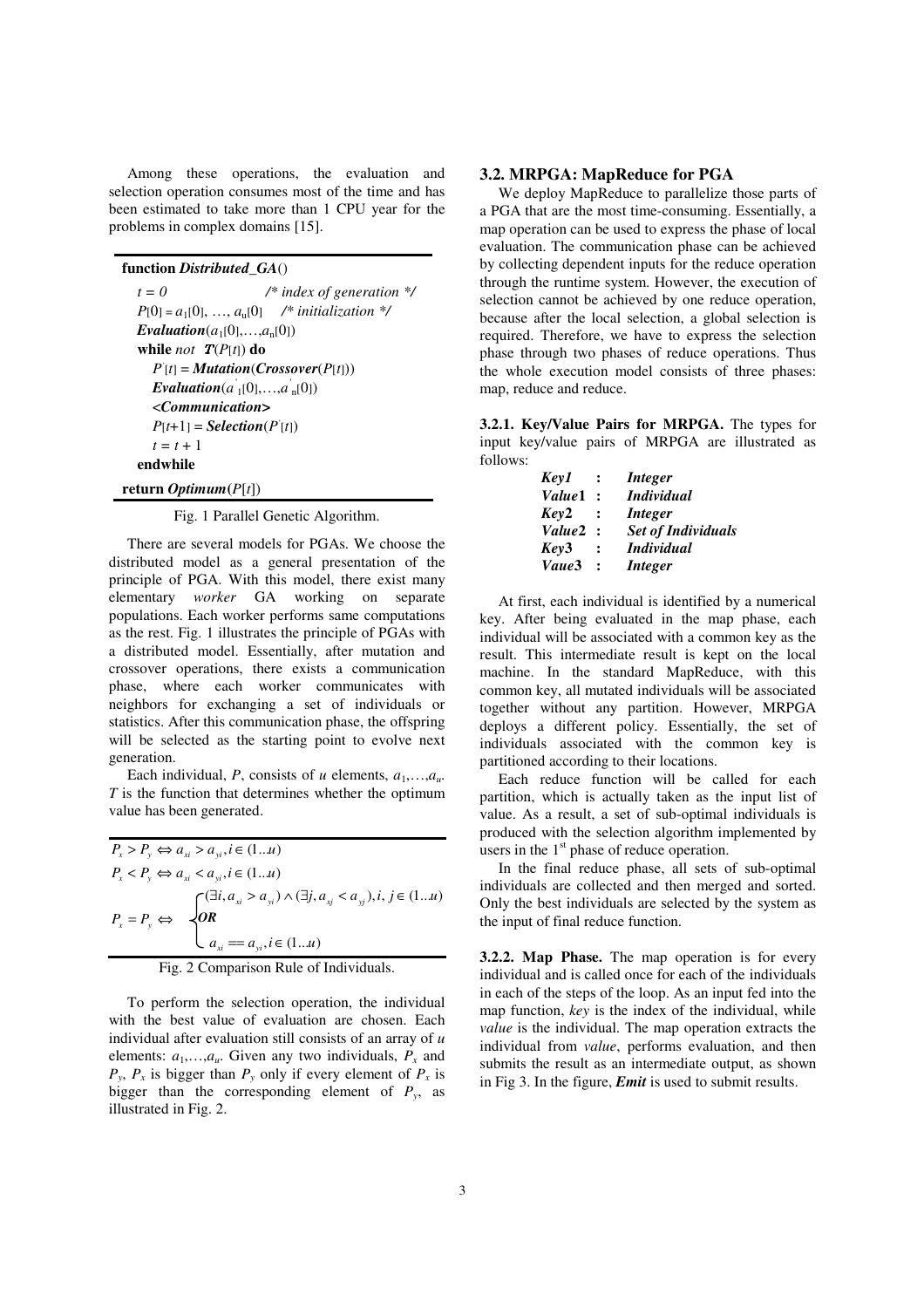Among these operations, the evaluation and selection operation consumes most of the time and has been estimated to take more than 1 CPU year for the problems in complex domains [15].

```
function Distributed_GA()
    t = 0                    /* index of generation */
    P[0] = a1[0], …, au[0]   /* initialization */
    Evaluation(a1[0],…,an[0])
    while not T(P[t]) do
        P'[t] = Mutation(Crossover(P[t]))
        Evaluation(a'1[0],…,a'n[0])
        <Communication>
        P[t+1] = Selection(P'[t])
        t = t + 1
    endwhile
return Optimum(P[t])
```

Fig. 1 Parallel Genetic Algorithm.

There are several models for PGAs. We choose the distributed model as a general presentation of the principle of PGA. With this model, there exist many elementary *worker* GA working on separate populations. Each worker performs same computations as the rest. Fig. 1 illustrates the principle of PGAs with a distributed model. Essentially, after mutation and crossover operations, there exists a communication phase, where each worker communicates with neighbors for exchanging a set of individuals or statistics. After this communication phase, the offspring will be selected as the starting point to evolve next generation.

Each individual, $P$, consists of $u$ elements, $a_1,\ldots,a_u$. $T$ is the function that determines whether the optimum value has been generated.

$$P_x > P_y \Leftrightarrow a_{xi} > a_{yi}, i \in (1..u)$$

$$P_x < P_y \Leftrightarrow a_{xi} < a_{yi}, i \in (1..u)$$

$$P_x = P_y \Leftrightarrow \begin{cases} (\exists i, a_{xi} > a_{yi}) \wedge (\exists j, a_{xj} < a_{yj}), i, j \in (1..u) \\ \textbf{OR} \\ a_{xi} == a_{yi}, i \in (1..u) \end{cases}$$

Fig. 2 Comparison Rule of Individuals.

To perform the selection operation, the individual with the best value of evaluation are chosen. Each individual after evaluation still consists of an array of $u$ elements: $a_1,\ldots,a_u$. Given any two individuals, $P_x$ and $P_y$, $P_x$ is bigger than $P_y$ only if every element of $P_x$ is bigger than the corresponding element of $P_y$, as illustrated in Fig. 2.

### 3.2. MRPGA: MapReduce for PGA

We deploy MapReduce to parallelize those parts of a PGA that are the most time-consuming. Essentially, a map operation can be used to express the phase of local evaluation. The communication phase can be achieved by collecting dependent inputs for the reduce operation through the runtime system. However, the execution of selection cannot be achieved by one reduce operation, because after the local selection, a global selection is required. Therefore, we have to express the selection phase through two phases of reduce operations. Thus the whole execution model consists of three phases: map, reduce and reduce.

**3.2.1. Key/Value Pairs for MRPGA.** The types for input key/value pairs of MRPGA are illustrated as follows:

| | | |
|---|---|---|
| ***Key1*** | : | ***Integer*** |
| ***Value1*** | : | ***Individual*** |
| ***Key2*** | : | ***Integer*** |
| ***Value2*** | : | ***Set of Individuals*** |
| ***Key3*** | : | ***Individual*** |
| ***Vaue3*** | : | ***Integer*** |

At first, each individual is identified by a numerical key. After being evaluated in the map phase, each individual will be associated with a common key as the result. This intermediate result is kept on the local machine. In the standard MapReduce, with this common key, all mutated individuals will be associated together without any partition. However, MRPGA deploys a different policy. Essentially, the set of individuals associated with the common key is partitioned according to their locations.

Each reduce function will be called for each partition, which is actually taken as the input list of value. As a result, a set of sub-optimal individuals is produced with the selection algorithm implemented by users in the 1st phase of reduce operation.

In the final reduce phase, all sets of sub-optimal individuals are collected and then merged and sorted. Only the best individuals are selected by the system as the input of final reduce function.

**3.2.2. Map Phase.** The map operation is for every individual and is called once for each of the individuals in each of the steps of the loop. As an input fed into the map function, *key* is the index of the individual, while *value* is the individual. The map operation extracts the individual from *value*, performs evaluation, and then submits the result as an intermediate output, as shown in Fig 3. In the figure, ***Emit*** is used to submit results.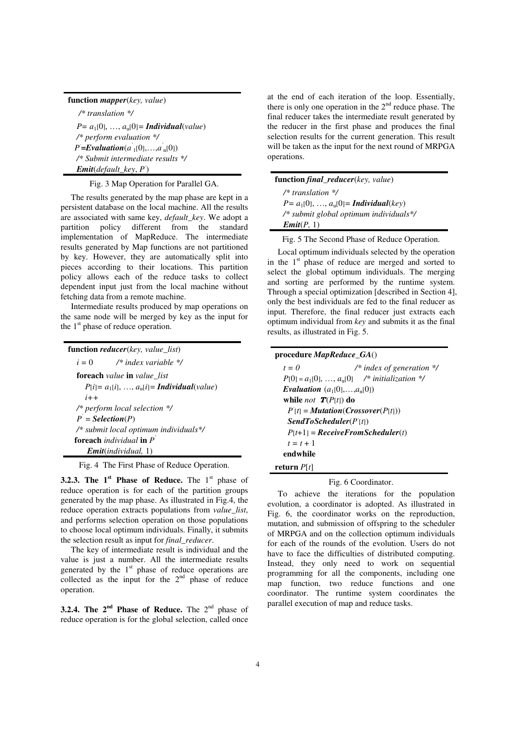```
function mapper(key, value)
  /* translation */
  P= a_1[0], …, a_u[0]= Individual(value)
  /* perform evaluation */
  P'=Evaluation(a'_1[0],…,a'_n[0])
  /* Submit intermediate results */
  Emit(default_key, P')
```

Fig. 3 Map Operation for Parallel GA.

The results generated by the map phase are kept in a persistent database on the local machine. All the results are associated with same key, *default_key*. We adopt a partition policy different from the standard implementation of MapReduce. The intermediate results generated by Map functions are not partitioned by key. However, they are automatically split into pieces according to their locations. This partition policy allows each of the reduce tasks to collect dependent input just from the local machine without fetching data from a remote machine.

Intermediate results produced by map operations on the same node will be merged by key as the input for the 1st phase of reduce operation.

```
function reducer(key, value_list)
  i = 0        /* index variable */
  foreach value in value_list
    P[i]= a_1[i], …, a_u[i]= Individual(value)
    i++
  /* perform local selection */
  P' = Selection(P)
  /* submit local optimum individuals*/
  foreach individual in P'
    Emit(individual, 1)
```

Fig. 4 The First Phase of Reduce Operation.

**3.2.3. The 1st Phase of Reduce.** The 1st phase of reduce operation is for each of the partition groups generated by the map phase. As illustrated in Fig.4, the reduce operation extracts populations from *value_list*, and performs selection operation on those populations to choose local optimum individuals. Finally, it submits the selection result as input for *final_reducer*.

The key of intermediate result is individual and the value is just a number. All the intermediate results generated by the 1st phase of reduce operations are collected as the input for the 2nd phase of reduce operation.

**3.2.4. The 2nd Phase of Reduce.** The 2nd phase of reduce operation is for the global selection, called once at the end of each iteration of the loop. Essentially, there is only one operation in the 2nd reduce phase. The final reducer takes the intermediate result generated by the reducer in the first phase and produces the final selection results for the current generation. This result will be taken as the input for the next round of MRPGA operations.

```
function final_reducer(key, value)
  /* translation */
  P= a_1[0], …, a_u[0]= Individual(key)
  /* submit global optimum individuals*/
  Emit(P, 1)
```

Fig. 5 The Second Phase of Reduce Operation.

Local optimum individuals selected by the operation in the 1st phase of reduce are merged and sorted to select the global optimum individuals. The merging and sorting are performed by the runtime system. Through a special optimization [described in Section 4], only the best individuals are fed to the final reducer as input. Therefore, the final reducer just extracts each optimum individual from *key* and submits it as the final results, as illustrated in Fig. 5.

```
procedure MapReduce_GA()
  t = 0                      /* index of generation */
  P[0] = a_1[0], …, a_u[0]   /* initialization */
  Evaluation (a_1[0],…,a_n[0])
  while not T(P[t]) do
    P'[t] = Mutation(Crossover(P[t]))
    SendToScheduler(P'[t])
    P[t+1] = ReceiveFromScheduler(t)
    t = t + 1
  endwhile
return P[t]
```

Fig. 6 Coordinator.

To achieve the iterations for the population evolution, a coordinator is adopted. As illustrated in Fig. 6, the coordinator works on the reproduction, mutation, and submission of offspring to the scheduler of MRPGA and on the collection optimum individuals for each of the rounds of the evolution. Users do not have to face the difficulties of distributed computing. Instead, they only need to work on sequential programming for all the components, including one map function, two reduce functions and one coordinator. The runtime system coordinates the parallel execution of map and reduce tasks.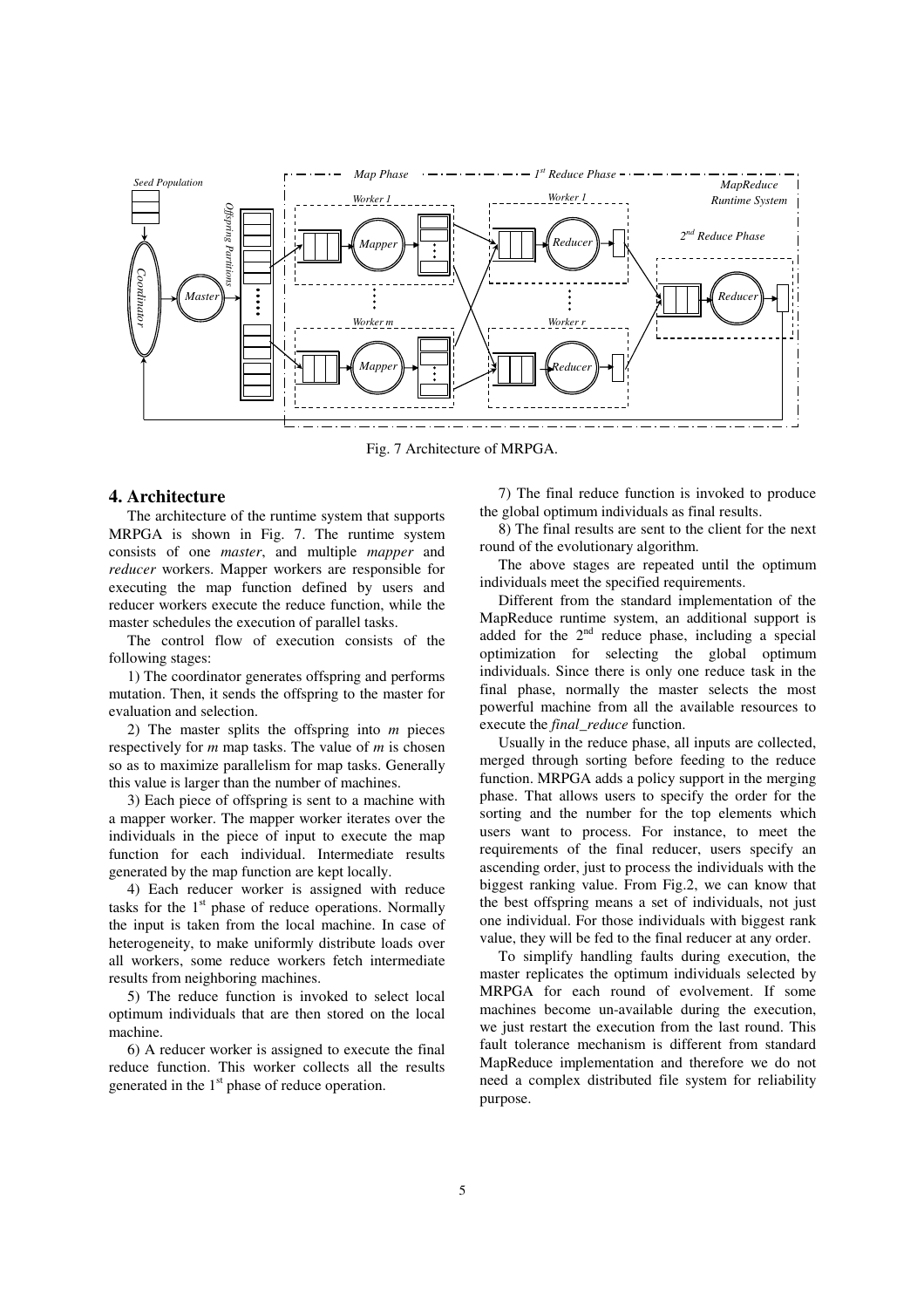Fig. 7 Architecture of MRPGA.

## 4. Architecture

The architecture of the runtime system that supports MRPGA is shown in Fig. 7. The runtime system consists of one *master*, and multiple *mapper* and *reducer* workers. Mapper workers are responsible for executing the map function defined by users and reducer workers execute the reduce function, while the master schedules the execution of parallel tasks.

The control flow of execution consists of the following stages:

1) The coordinator generates offspring and performs mutation. Then, it sends the offspring to the master for evaluation and selection.

2) The master splits the offspring into *m* pieces respectively for *m* map tasks. The value of *m* is chosen so as to maximize parallelism for map tasks. Generally this value is larger than the number of machines.

3) Each piece of offspring is sent to a machine with a mapper worker. The mapper worker iterates over the individuals in the piece of input to execute the map function for each individual. Intermediate results generated by the map function are kept locally.

4) Each reducer worker is assigned with reduce tasks for the 1st phase of reduce operations. Normally the input is taken from the local machine. In case of heterogeneity, to make uniformly distribute loads over all workers, some reduce workers fetch intermediate results from neighboring machines.

5) The reduce function is invoked to select local optimum individuals that are then stored on the local machine.

6) A reducer worker is assigned to execute the final reduce function. This worker collects all the results generated in the 1st phase of reduce operation.

7) The final reduce function is invoked to produce the global optimum individuals as final results.

8) The final results are sent to the client for the next round of the evolutionary algorithm.

The above stages are repeated until the optimum individuals meet the specified requirements.

Different from the standard implementation of the MapReduce runtime system, an additional support is added for the 2nd reduce phase, including a special optimization for selecting the global optimum individuals. Since there is only one reduce task in the final phase, normally the master selects the most powerful machine from all the available resources to execute the *final_reduce* function.

Usually in the reduce phase, all inputs are collected, merged through sorting before feeding to the reduce function. MRPGA adds a policy support in the merging phase. That allows users to specify the order for the sorting and the number for the top elements which users want to process. For instance, to meet the requirements of the final reducer, users specify an ascending order, just to process the individuals with the biggest ranking value. From Fig.2, we can know that the best offspring means a set of individuals, not just one individual. For those individuals with biggest rank value, they will be fed to the final reducer at any order.

To simplify handling faults during execution, the master replicates the optimum individuals selected by MRPGA for each round of evolvement. If some machines become un-available during the execution, we just restart the execution from the last round. This fault tolerance mechanism is different from standard MapReduce implementation and therefore we do not need a complex distributed file system for reliability purpose.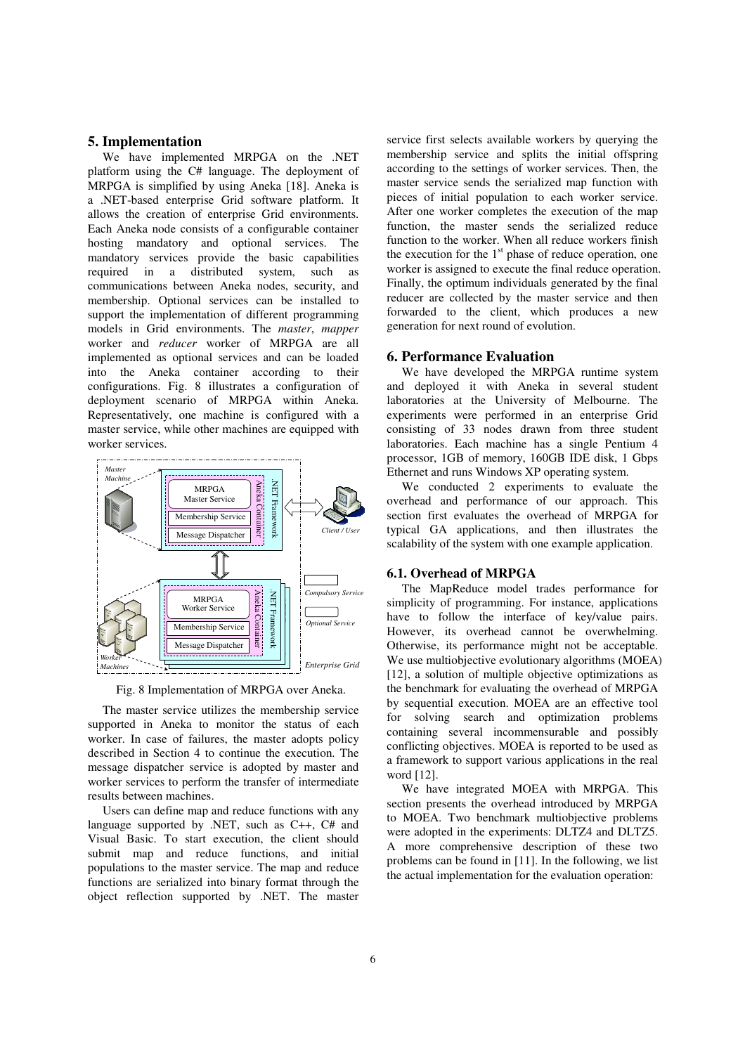## 5. Implementation

We have implemented MRPGA on the .NET platform using the C# language. The deployment of MRPGA is simplified by using Aneka [18]. Aneka is a .NET-based enterprise Grid software platform. It allows the creation of enterprise Grid environments. Each Aneka node consists of a configurable container hosting mandatory and optional services. The mandatory services provide the basic capabilities required in a distributed system, such as communications between Aneka nodes, security, and membership. Optional services can be installed to support the implementation of different programming models in Grid environments. The *master*, *mapper* worker and *reducer* worker of MRPGA are all implemented as optional services and can be loaded into the Aneka container according to their configurations. Fig. 8 illustrates a configuration of deployment scenario of MRPGA within Aneka. Representatively, one machine is configured with a master service, while other machines are equipped with worker services.

Master Machine

MRPGA Master Service

Membership Service

Message Dispatcher

Aneka Container

.NET Framework

Client / User

MRPGA Worker Service

Membership Service

Message Dispatcher

Aneka Container

.NET Framework

Worker Machines

Compulsory Service

Optional Service

Enterprise Grid

Fig. 8 Implementation of MRPGA over Aneka.

The master service utilizes the membership service supported in Aneka to monitor the status of each worker. In case of failures, the master adopts policy described in Section 4 to continue the execution. The message dispatcher service is adopted by master and worker services to perform the transfer of intermediate results between machines.

Users can define map and reduce functions with any language supported by .NET, such as C++, C# and Visual Basic. To start execution, the client should submit map and reduce functions, and initial populations to the master service. The map and reduce functions are serialized into binary format through the object reflection supported by .NET. The master service first selects available workers by querying the membership service and splits the initial offspring according to the settings of worker services. Then, the master service sends the serialized map function with pieces of initial population to each worker service. After one worker completes the execution of the map function, the master sends the serialized reduce function to the worker. When all reduce workers finish the execution for the 1st phase of reduce operation, one worker is assigned to execute the final reduce operation. Finally, the optimum individuals generated by the final reducer are collected by the master service and then forwarded to the client, which produces a new generation for next round of evolution.

## 6. Performance Evaluation

We have developed the MRPGA runtime system and deployed it with Aneka in several student laboratories at the University of Melbourne. The experiments were performed in an enterprise Grid consisting of 33 nodes drawn from three student laboratories. Each machine has a single Pentium 4 processor, 1GB of memory, 160GB IDE disk, 1 Gbps Ethernet and runs Windows XP operating system.

We conducted 2 experiments to evaluate the overhead and performance of our approach. This section first evaluates the overhead of MRPGA for typical GA applications, and then illustrates the scalability of the system with one example application.

### 6.1. Overhead of MRPGA

The MapReduce model trades performance for simplicity of programming. For instance, applications have to follow the interface of key/value pairs. However, its overhead cannot be overwhelming. Otherwise, its performance might not be acceptable. We use multiobjective evolutionary algorithms (MOEA) [12], a solution of multiple objective optimizations as the benchmark for evaluating the overhead of MRPGA by sequential execution. MOEA are an effective tool for solving search and optimization problems containing several incommensurable and possibly conflicting objectives. MOEA is reported to be used as a framework to support various applications in the real word [12].

We have integrated MOEA with MRPGA. This section presents the overhead introduced by MRPGA to MOEA. Two benchmark multiobjective problems were adopted in the experiments: DLTZ4 and DLTZ5. A more comprehensive description of these two problems can be found in [11]. In the following, we list the actual implementation for the evaluation operation: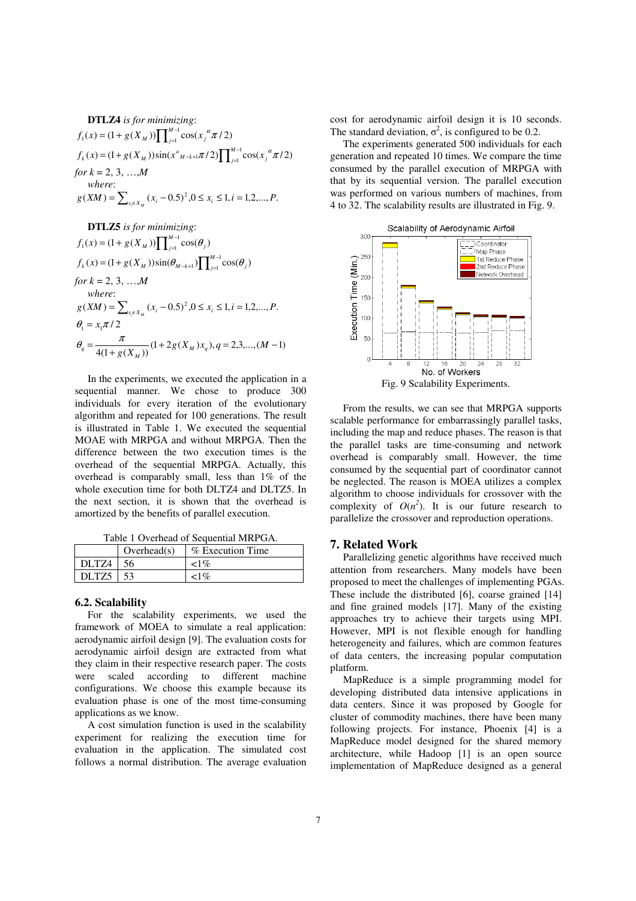**DTLZ4** *is for minimizing*:

$$f_1(x) = (1 + g(X_M))\prod_{j=1}^{M-1}\cos(x_j^{\alpha}\pi/2)$$

$$f_k(x) = (1 + g(X_M))\sin(x^{a}_{M-k+1}\pi/2)\prod_{j=1}^{M-1}\cos(x_j^{\alpha}\pi/2)$$

*for* $k = 2, 3, \ldots, M$

*where*:

$$g(XM) = \sum_{x_i \in X_M}(x_i - 0.5)^2, 0 \le x_i \le 1, i = 1,2,\ldots,P.$$

**DTLZ5** *is for minimizing*:

$$f_1(x) = (1 + g(X_M))\prod_{j=1}^{M-1}\cos(\theta_j)$$

$$f_k(x) = (1 + g(X_M))\sin(\theta_{M-k+1})\prod_{j=1}^{M-1}\cos(\theta_j)$$

*for* $k = 2, 3, \ldots, M$

*where*:

$$g(XM) = \sum_{x_i \in X_M}(x_i - 0.5)^2, 0 \le x_i \le 1, i = 1,2,\ldots,P.$$

$$\theta_1 = x_1\pi/2$$

$$\theta_q = \frac{\pi}{4(1 + g(X_M))}(1 + 2g(X_M)x_q), q = 2,3,\ldots,(M-1)$$

In the experiments, we executed the application in a sequential manner. We chose to produce 300 individuals for every iteration of the evolutionary algorithm and repeated for 100 generations. The result is illustrated in Table 1. We executed the sequential MOAE with MRPGA and without MRPGA. Then the difference between the two execution times is the overhead of the sequential MRPGA. Actually, this overhead is comparably small, less than 1% of the whole execution time for both DLTZ4 and DLTZ5. In the next section, it is shown that the overhead is amortized by the benefits of parallel execution.

Table 1 Overhead of Sequential MRPGA.

| | Overhead(s) | % Execution Time |
|---|---|---|
| DLTZ4 | 56 | <1% |
| DLTZ5 | 53 | <1% |

### 6.2. Scalability

For the scalability experiments, we used the framework of MOEA to simulate a real application: aerodynamic airfoil design [9]. The evaluation costs for aerodynamic airfoil design are extracted from what they claim in their respective research paper. The costs were scaled according to different machine configurations. We choose this example because its evaluation phase is one of the most time-consuming applications as we know.

A cost simulation function is used in the scalability experiment for realizing the execution time for evaluation in the application. The simulated cost follows a normal distribution. The average evaluation cost for aerodynamic airfoil design it is 10 seconds. The standard deviation, $\sigma^2$, is configured to be 0.2.

The experiments generated 500 individuals for each generation and repeated 10 times. We compare the time consumed by the parallel execution of MRPGA with that by its sequential version. The parallel execution was performed on various numbers of machines, from 4 to 32. The scalability results are illustrated in Fig. 9.

Fig. 9 Scalability Experiments.

From the results, we can see that MRPGA supports scalable performance for embarrassingly parallel tasks, including the map and reduce phases. The reason is that the parallel tasks are time-consuming and network overhead is comparably small. However, the time consumed by the sequential part of coordinator cannot be neglected. The reason is MOEA utilizes a complex algorithm to choose individuals for crossover with the complexity of $O(n^2)$. It is our future research to parallelize the crossover and reproduction operations.

## 7. Related Work

Parallelizing genetic algorithms have received much attention from researchers. Many models have been proposed to meet the challenges of implementing PGAs. These include the distributed [6], coarse grained [14] and fine grained models [17]. Many of the existing approaches try to achieve their targets using MPI. However, MPI is not flexible enough for handling heterogeneity and failures, which are common features of data centers, the increasing popular computation platform.

MapReduce is a simple programming model for developing distributed data intensive applications in data centers. Since it was proposed by Google for cluster of commodity machines, there have been many following projects. For instance, Phoenix [4] is a MapReduce model designed for the shared memory architecture, while Hadoop [1] is an open source implementation of MapReduce designed as a general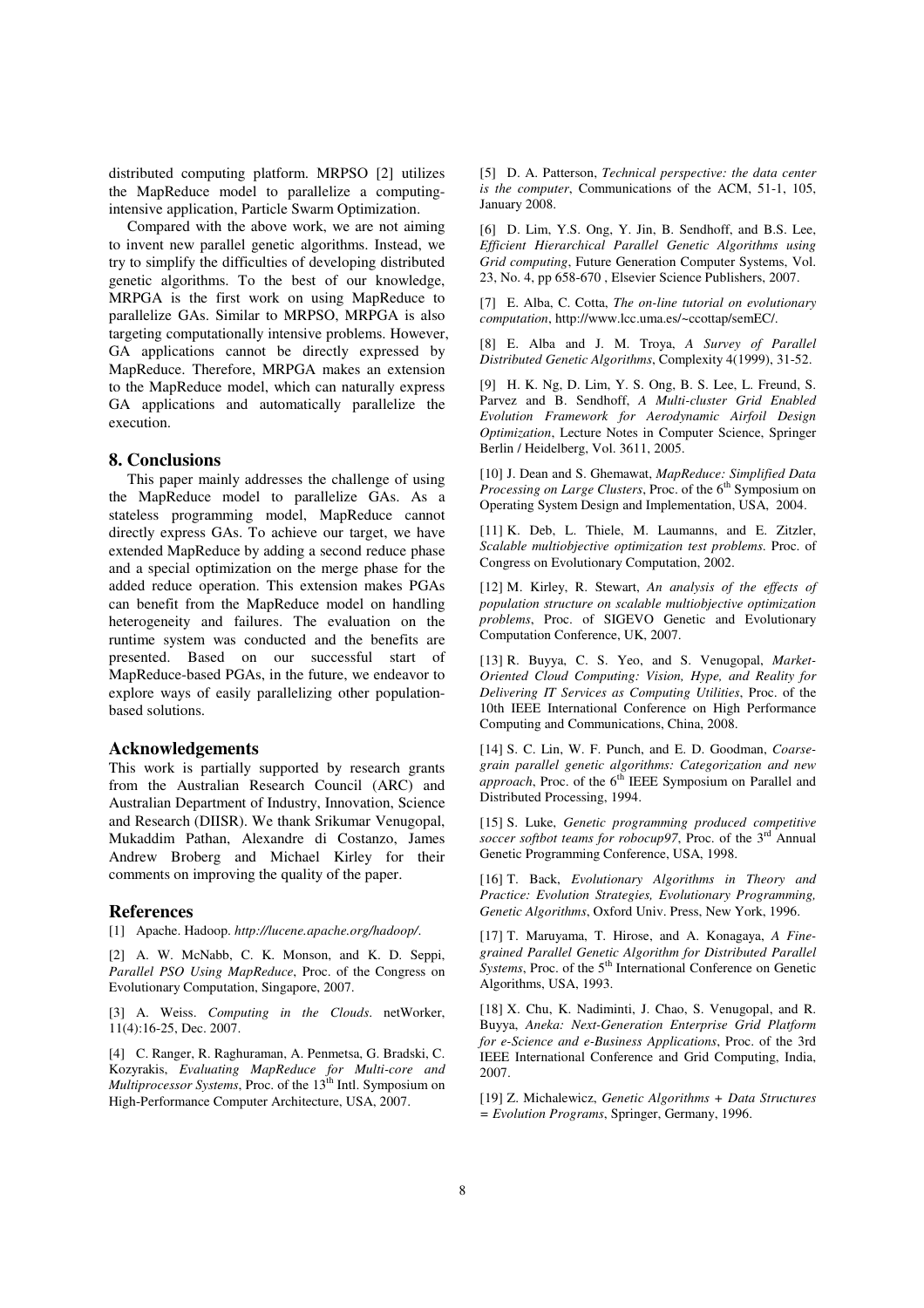distributed computing platform. MRPSO [2] utilizes the MapReduce model to parallelize a computing-intensive application, Particle Swarm Optimization.

Compared with the above work, we are not aiming to invent new parallel genetic algorithms. Instead, we try to simplify the difficulties of developing distributed genetic algorithms. To the best of our knowledge, MRPGA is the first work on using MapReduce to parallelize GAs. Similar to MRPSO, MRPGA is also targeting computationally intensive problems. However, GA applications cannot be directly expressed by MapReduce. Therefore, MRPGA makes an extension to the MapReduce model, which can naturally express GA applications and automatically parallelize the execution.

## 8. Conclusions

This paper mainly addresses the challenge of using the MapReduce model to parallelize GAs. As a stateless programming model, MapReduce cannot directly express GAs. To achieve our target, we have extended MapReduce by adding a second reduce phase and a special optimization on the merge phase for the added reduce operation. This extension makes PGAs can benefit from the MapReduce model on handling heterogeneity and failures. The evaluation on the runtime system was conducted and the benefits are presented. Based on our successful start of MapReduce-based PGAs, in the future, we endeavor to explore ways of easily parallelizing other population-based solutions.

## Acknowledgements

This work is partially supported by research grants from the Australian Research Council (ARC) and Australian Department of Industry, Innovation, Science and Research (DIISR). We thank Srikumar Venugopal, Mukaddim Pathan, Alexandre di Costanzo, James Andrew Broberg and Michael Kirley for their comments on improving the quality of the paper.

## References

[1] Apache. Hadoop. *http://lucene.apache.org/hadoop/*.

[2] A. W. McNabb, C. K. Monson, and K. D. Seppi, *Parallel PSO Using MapReduce*, Proc. of the Congress on Evolutionary Computation, Singapore, 2007.

[3] A. Weiss. *Computing in the Clouds*. netWorker, 11(4):16-25, Dec. 2007.

[4] C. Ranger, R. Raghuraman, A. Penmetsa, G. Bradski, C. Kozyrakis, *Evaluating MapReduce for Multi-core and Multiprocessor Systems*, Proc. of the 13th Intl. Symposium on High-Performance Computer Architecture, USA, 2007.

[5] D. A. Patterson, *Technical perspective: the data center is the computer*, Communications of the ACM, 51-1, 105, January 2008.

[6] D. Lim, Y.S. Ong, Y. Jin, B. Sendhoff, and B.S. Lee, *Efficient Hierarchical Parallel Genetic Algorithms using Grid computing*, Future Generation Computer Systems, Vol. 23, No. 4, pp 658-670 , Elsevier Science Publishers, 2007.

[7] E. Alba, C. Cotta, *The on-line tutorial on evolutionary computation*, http://www.lcc.uma.es/~ccottap/semEC/.

[8] E. Alba and J. M. Troya, *A Survey of Parallel Distributed Genetic Algorithms*, Complexity 4(1999), 31-52.

[9] H. K. Ng, D. Lim, Y. S. Ong, B. S. Lee, L. Freund, S. Parvez and B. Sendhoff, *A Multi-cluster Grid Enabled Evolution Framework for Aerodynamic Airfoil Design Optimization*, Lecture Notes in Computer Science, Springer Berlin / Heidelberg, Vol. 3611, 2005.

[10] J. Dean and S. Ghemawat, *MapReduce: Simplified Data Processing on Large Clusters*, Proc. of the 6th Symposium on Operating System Design and Implementation, USA, 2004.

[11] K. Deb, L. Thiele, M. Laumanns, and E. Zitzler, *Scalable multiobjective optimization test problems*. Proc. of Congress on Evolutionary Computation, 2002.

[12] M. Kirley, R. Stewart, *An analysis of the effects of population structure on scalable multiobjective optimization problems*, Proc. of SIGEVO Genetic and Evolutionary Computation Conference, UK, 2007.

[13] R. Buyya, C. S. Yeo, and S. Venugopal, *Market-Oriented Cloud Computing: Vision, Hype, and Reality for Delivering IT Services as Computing Utilities*, Proc. of the 10th IEEE International Conference on High Performance Computing and Communications, China, 2008.

[14] S. C. Lin, W. F. Punch, and E. D. Goodman, *Coarse-grain parallel genetic algorithms: Categorization and new approach*, Proc. of the 6th IEEE Symposium on Parallel and Distributed Processing, 1994.

[15] S. Luke, *Genetic programming produced competitive soccer softbot teams for robocup97*, Proc. of the 3rd Annual Genetic Programming Conference, USA, 1998.

[16] T. Back, *Evolutionary Algorithms in Theory and Practice: Evolution Strategies, Evolutionary Programming, Genetic Algorithms*, Oxford Univ. Press, New York, 1996.

[17] T. Maruyama, T. Hirose, and A. Konagaya, *A Fine-grained Parallel Genetic Algorithm for Distributed Parallel Systems*, Proc. of the 5th International Conference on Genetic Algorithms, USA, 1993.

[18] X. Chu, K. Nadiminti, J. Chao, S. Venugopal, and R. Buyya, *Aneka: Next-Generation Enterprise Grid Platform for e-Science and e-Business Applications*, Proc. of the 3rd IEEE International Conference and Grid Computing, India, 2007.

[19] Z. Michalewicz, *Genetic Algorithms + Data Structures = Evolution Programs*, Springer, Germany, 1996.